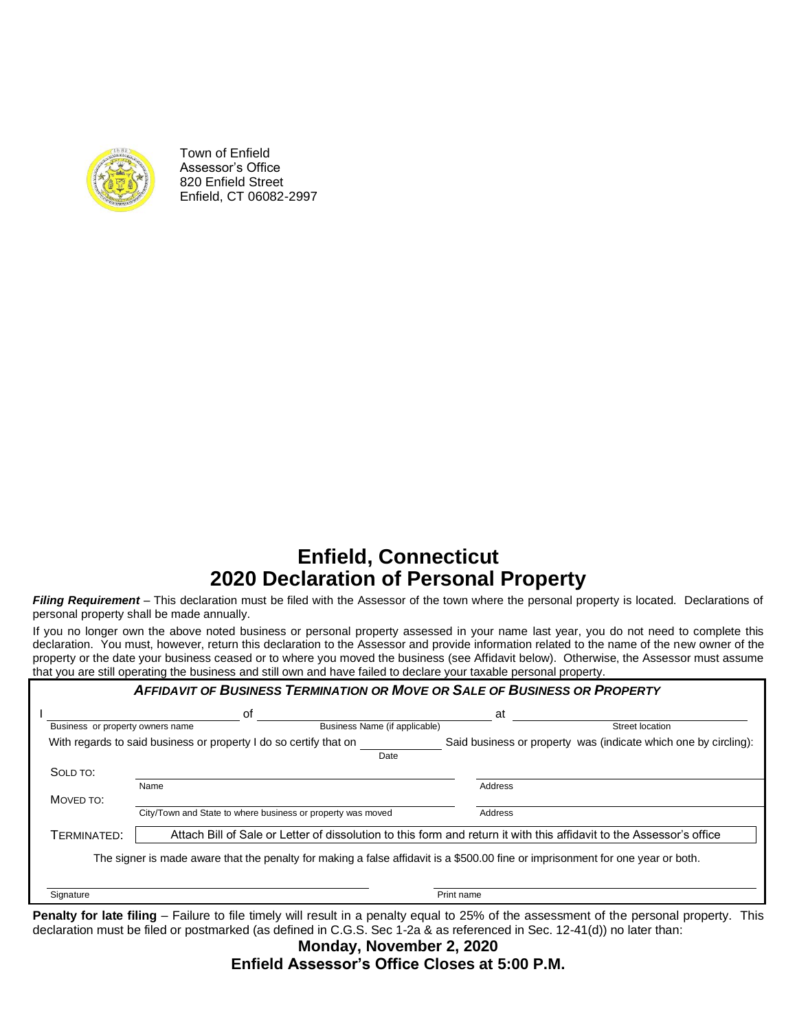Town of Enfield
Assessor's Office
820 Enfield Street
Enfield, CT 06082-2997

# Enfield, Connecticut
# 2020 Declaration of Personal Property

***Filing Requirement*** – This declaration must be filed with the Assessor of the town where the personal property is located. Declarations of personal property shall be made annually.

If you no longer own the above noted business or personal property assessed in your name last year, you do not need to complete this declaration. You must, however, return this declaration to the Assessor and provide information related to the name of the new owner of the property or the date your business ceased or to where you moved the business (see Affidavit below). Otherwise, the Assessor must assume that you are still operating the business and still own and have failed to declare your taxable personal property.

### *AFFIDAVIT OF BUSINESS TERMINATION OR MOVE OR SALE OF BUSINESS OR PROPERTY*

I ______________________ of ______________________ at ______________________
Business or property owners name — Business Name (if applicable) — Street location

With regards to said business or property I do so certify that on __________ Said business or property was (indicate which one by circling):
Date

SOLD TO: ______________________ ______________________
Name — Address

MOVED TO: ______________________ ______________________
City/Town and State to where business or property was moved — Address

TERMINATED: Attach Bill of Sale or Letter of dissolution to this form and return it with this affidavit to the Assessor's office

The signer is made aware that the penalty for making a false affidavit is a $500.00 fine or imprisonment for one year or both.

______________________ ______________________
Signature — Print name

**Penalty for late filing** – Failure to file timely will result in a penalty equal to 25% of the assessment of the personal property. This declaration must be filed or postmarked (as defined in C.G.S. Sec 1-2a & as referenced in Sec. 12-41(d)) no later than:

**Monday, November 2, 2020**
**Enfield Assessor's Office Closes at 5:00 P.M.**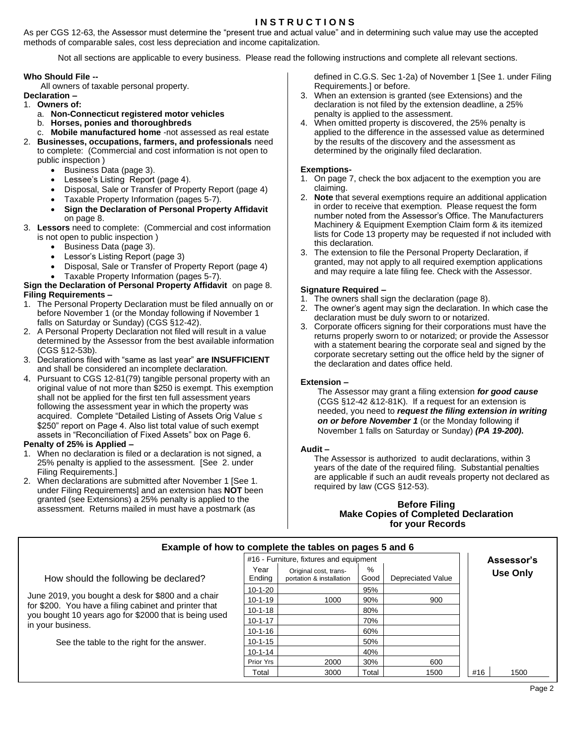# INSTRUCTIONS

As per CGS 12-63, the Assessor must determine the "present true and actual value" and in determining such value may use the accepted methods of comparable sales, cost less depreciation and income capitalization.

Not all sections are applicable to every business. Please read the following instructions and complete all relevant sections.

**Who Should File --**

All owners of taxable personal property.

**Declaration –**

1. **Owners of:**
   a. **Non-Connecticut registered motor vehicles**
   b. **Horses, ponies and thoroughbreds**
   c. **Mobile manufactured home** -not assessed as real estate
2. **Businesses, occupations, farmers, and professionals** need to complete: (Commercial and cost information is not open to public inspection )
   - Business Data (page 3).
   - Lessee's Listing Report (page 4).
   - Disposal, Sale or Transfer of Property Report (page 4)
   - Taxable Property Information (pages 5-7).
   - **Sign the Declaration of Personal Property Affidavit** on page 8.
3. **Lessors** need to complete: (Commercial and cost information is not open to public inspection )
   - Business Data (page 3).
   - Lessor's Listing Report (page 3)
   - Disposal, Sale or Transfer of Property Report (page 4)
   - Taxable Property Information (pages 5-7).

**Sign the Declaration of Personal Property Affidavit** on page 8.

**Filing Requirements –**

1. The Personal Property Declaration must be filed annually on or before November 1 (or the Monday following if November 1 falls on Saturday or Sunday) (CGS §12-42).
2. A Personal Property Declaration not filed will result in a value determined by the Assessor from the best available information (CGS §12-53b).
3. Declarations filed with "same as last year" **are INSUFFICIENT** and shall be considered an incomplete declaration.
4. Pursuant to CGS 12-81(79) tangible personal property with an original value of not more than $250 is exempt. This exemption shall not be applied for the first ten full assessment years following the assessment year in which the property was acquired. Complete "Detailed Listing of Assets Orig Value ≤ $250" report on Page 4. Also list total value of such exempt assets in "Reconciliation of Fixed Assets" box on Page 6.

**Penalty of 25% is Applied –**

1. When no declaration is filed or a declaration is not signed, a 25% penalty is applied to the assessment. [See 2. under Filing Requirements.]
2. When declarations are submitted after November 1 [See 1. under Filing Requirements] and an extension has **NOT** been granted (see Extensions) a 25% penalty is applied to the assessment. Returns mailed in must have a postmark (as defined in C.G.S. Sec 1-2a) of November 1 [See 1. under Filing Requirements.] or before.
3. When an extension is granted (see Extensions) and the declaration is not filed by the extension deadline, a 25% penalty is applied to the assessment.
4. When omitted property is discovered, the 25% penalty is applied to the difference in the assessed value as determined by the results of the discovery and the assessment as determined by the originally filed declaration.

**Exemptions-**

1. On page 7, check the box adjacent to the exemption you are claiming.
2. **Note** that several exemptions require an additional application in order to receive that exemption. Please request the form number noted from the Assessor's Office. The Manufacturers Machinery & Equipment Exemption Claim form & its itemized lists for Code 13 property may be requested if not included with this declaration.
3. The extension to file the Personal Property Declaration, if granted, may not apply to all required exemption applications and may require a late filing fee. Check with the Assessor.

**Signature Required –**

1. The owners shall sign the declaration (page 8).
2. The owner's agent may sign the declaration. In which case the declaration must be duly sworn to or notarized.
3. Corporate officers signing for their corporations must have the returns properly sworn to or notarized; or provide the Assessor with a statement bearing the corporate seal and signed by the corporate secretary setting out the office held by the signer of the declaration and dates office held.

**Extension –**

The Assessor may grant a filing extension ***for good cause*** (CGS §12-42 &12-81K). If a request for an extension is needed, you need to ***request the filing extension in writing on or before November 1*** (or the Monday following if November 1 falls on Saturday or Sunday) ***(PA 19-200)***.

**Audit –**

The Assessor is authorized to audit declarations, within 3 years of the date of the required filing. Substantial penalties are applicable if such an audit reveals property not declared as required by law (CGS §12-53).

**Before Filing**
**Make Copies of Completed Declaration for your Records**

## Example of how to complete the tables on pages 5 and 6

How should the following be declared?

June 2019, you bought a desk for $800 and a chair for $200. You have a filing cabinet and printer that you bought 10 years ago for $2000 that is being used in your business.

See the table to the right for the answer.

| #16 - Furniture, fixtures and equipment | | | |
|---|---|---|---|
| Year Ending | Original cost, trans-portation & installation | % Good | Depreciated Value |
| 10-1-20 | | 95% | |
| 10-1-19 | 1000 | 90% | 900 |
| 10-1-18 | | 80% | |
| 10-1-17 | | 70% | |
| 10-1-16 | | 60% | |
| 10-1-15 | | 50% | |
| 10-1-14 | | 40% | |
| Prior Yrs | 2000 | 30% | 600 |
| Total | 3000 | Total | 1500 |

| Assessor's Use Only | |
|---|---|
| #16 | 1500 |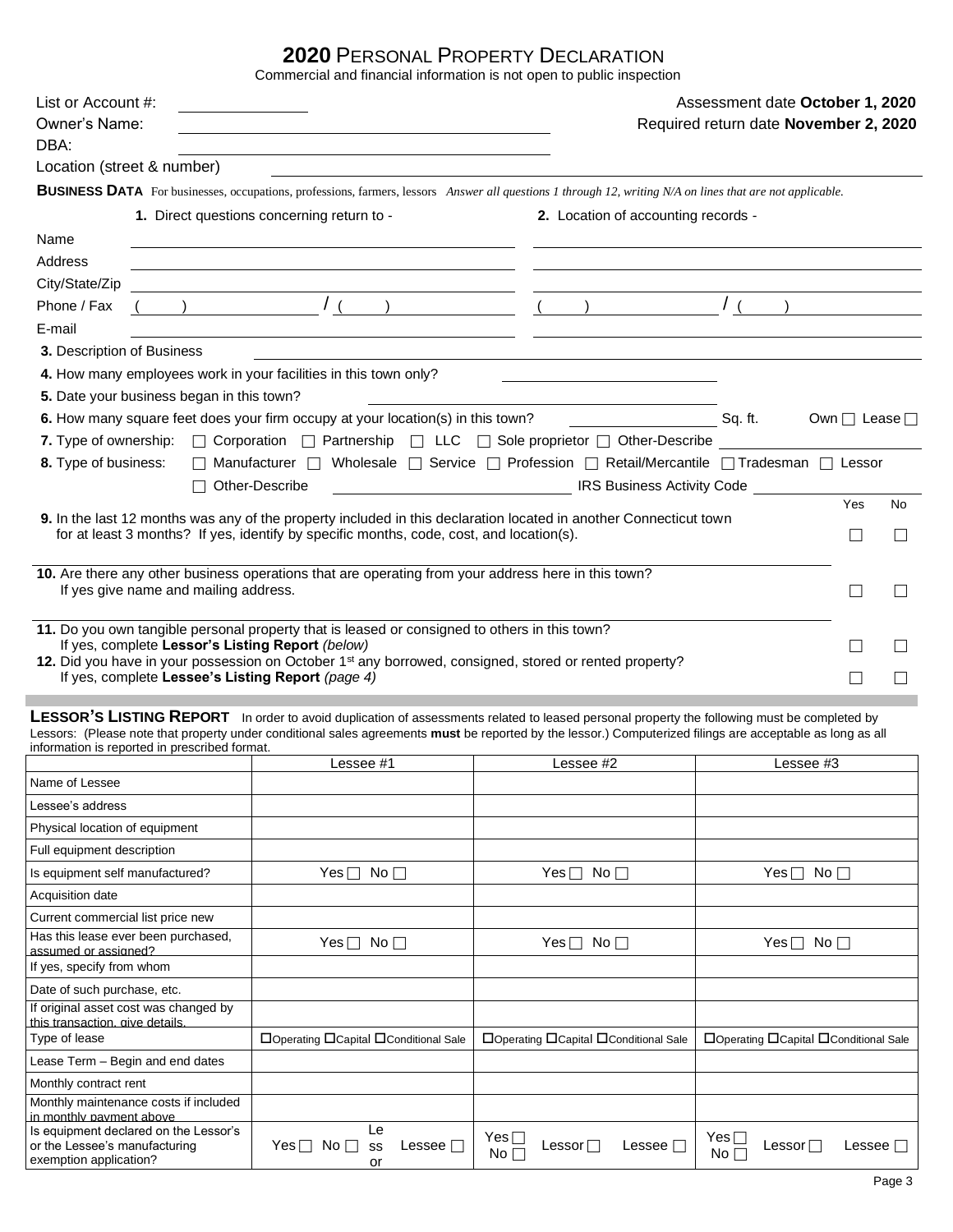# 2020 Personal Property Declaration

Commercial and financial information is not open to public inspection

List or Account #: ____________ Assessment date **October 1, 2020**

Owner's Name: ____________ Required return date **November 2, 2020**

DBA: ____________

Location (street & number) ____________

**BUSINESS DATA** For businesses, occupations, professions, farmers, lessors *Answer all questions 1 through 12, writing N/A on lines that are not applicable.*

| | **1.** Direct questions concerning return to - | **2.** Location of accounting records - |
|---|---|---|
| Name | | |
| Address | | |
| City/State/Zip | | |
| Phone / Fax | ( ) / ( ) | ( ) / ( ) |
| E-mail | | |

**3.** Description of Business ____________

**4.** How many employees work in your facilities in this town only? ____________

**5.** Date your business began in this town? ____________

**6.** How many square feet does your firm occupy at your location(s) in this town? ____________ Sq. ft. Own ☐ Lease ☐

**7.** Type of ownership: ☐ Corporation ☐ Partnership ☐ LLC ☐ Sole proprietor ☐ Other-Describe ____________

**8.** Type of business: ☐ Manufacturer ☐ Wholesale ☐ Service ☐ Profession ☐ Retail/Mercantile ☐ Tradesman ☐ Lessor
☐ Other-Describe ____________ IRS Business Activity Code ____________

| | Yes | No |
|---|---|---|
| **9.** In the last 12 months was any of the property included in this declaration located in another Connecticut town for at least 3 months? If yes, identify by specific months, code, cost, and location(s). | ☐ | ☐ |
| **10.** Are there any other business operations that are operating from your address here in this town? If yes give name and mailing address. | ☐ | ☐ |
| **11.** Do you own tangible personal property that is leased or consigned to others in this town? If yes, complete **Lessor's Listing Report** *(below)* | ☐ | ☐ |
| **12.** Did you have in your possession on October 1st any borrowed, consigned, stored or rented property? If yes, complete **Lessee's Listing Report** *(page 4)* | ☐ | ☐ |

**LESSOR'S LISTING REPORT** In order to avoid duplication of assessments related to leased personal property the following must be completed by Lessors: (Please note that property under conditional sales agreements **must** be reported by the lessor.) Computerized filings are acceptable as long as all information is reported in prescribed format.

| | Lessee #1 | Lessee #2 | Lessee #3 |
|---|---|---|---|
| Name of Lessee | | | |
| Lessee's address | | | |
| Physical location of equipment | | | |
| Full equipment description | | | |
| Is equipment self manufactured? | Yes ☐ No ☐ | Yes ☐ No ☐ | Yes ☐ No ☐ |
| Acquisition date | | | |
| Current commercial list price new | | | |
| Has this lease ever been purchased, assumed or assigned? | Yes ☐ No ☐ | Yes ☐ No ☐ | Yes ☐ No ☐ |
| If yes, specify from whom | | | |
| Date of such purchase, etc. | | | |
| If original asset cost was changed by this transaction, give details. | | | |
| Type of lease | ☐Operating ☐Capital ☐Conditional Sale | ☐Operating ☐Capital ☐Conditional Sale | ☐Operating ☐Capital ☐Conditional Sale |
| Lease Term – Begin and end dates | | | |
| Monthly contract rent | | | |
| Monthly maintenance costs if included in monthly payment above | | | |
| Is equipment declared on the Lessor's or the Lessee's manufacturing exemption application? | Yes ☐ No ☐ Lessor Lessee ☐ | Yes ☐ No ☐ Lessor ☐ Lessee ☐ | Yes ☐ No ☐ Lessor ☐ Lessee ☐ |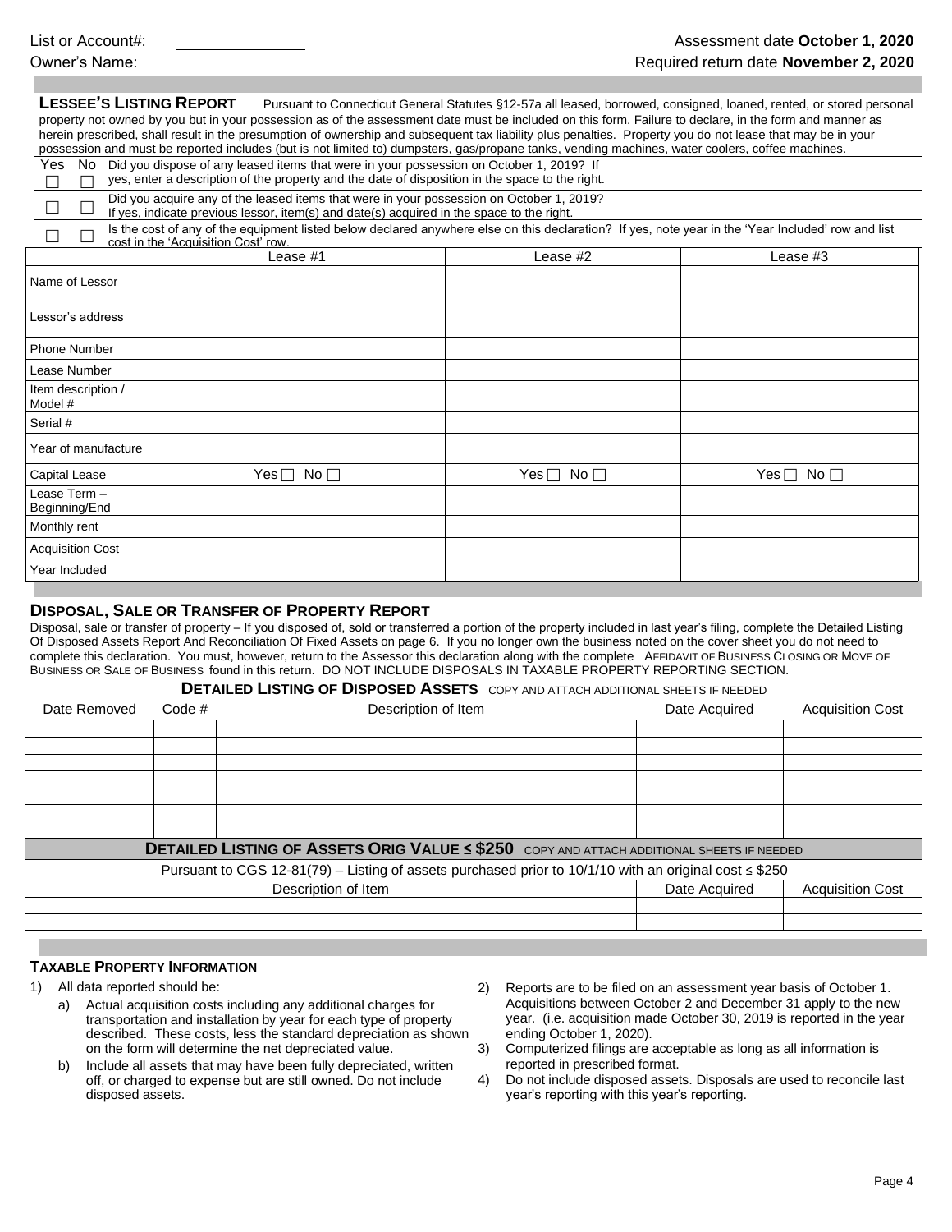List or Account#: ______________

Owner's Name: ______________________________

Assessment date **October 1, 2020**

Required return date **November 2, 2020**

**LESSEE'S LISTING REPORT** Pursuant to Connecticut General Statutes §12-57a all leased, borrowed, consigned, loaned, rented, or stored personal property not owned by you but in your possession as of the assessment date must be included on this form. Failure to declare, in the form and manner as herein prescribed, shall result in the presumption of ownership and subsequent tax liability plus penalties. Property you do not lease that may be in your possession and must be reported includes (but is not limited to) dumpsters, gas/propane tanks, vending machines, water coolers, coffee machines.

| Yes | No | |
|---|---|---|
| ☐ | ☐ | Did you dispose of any leased items that were in your possession on October 1, 2019? If yes, enter a description of the property and the date of disposition in the space to the right. |
| ☐ | ☐ | Did you acquire any of the leased items that were in your possession on October 1, 2019? If yes, indicate previous lessor, item(s) and date(s) acquired in the space to the right. |
| ☐ | ☐ | Is the cost of any of the equipment listed below declared anywhere else on this declaration? If yes, note year in the 'Year Included' row and list cost in the 'Acquisition Cost' row. |

| | Lease #1 | Lease #2 | Lease #3 |
|---|---|---|---|
| Name of Lessor | | | |
| Lessor's address | | | |
| Phone Number | | | |
| Lease Number | | | |
| Item description / Model # | | | |
| Serial # | | | |
| Year of manufacture | | | |
| Capital Lease | Yes ☐ No ☐ | Yes ☐ No ☐ | Yes ☐ No ☐ |
| Lease Term – Beginning/End | | | |
| Monthly rent | | | |
| Acquisition Cost | | | |
| Year Included | | | |

## DISPOSAL, SALE OR TRANSFER OF PROPERTY REPORT

Disposal, sale or transfer of property – If you disposed of, sold or transferred a portion of the property included in last year's filing, complete the Detailed Listing Of Disposed Assets Report And Reconciliation Of Fixed Assets on page 6. If you no longer own the business noted on the cover sheet you do not need to complete this declaration. You must, however, return to the Assessor this declaration along with the complete AFFIDAVIT OF BUSINESS CLOSING OR MOVE OF BUSINESS OR SALE OF BUSINESS found in this return. DO NOT INCLUDE DISPOSALS IN TAXABLE PROPERTY REPORTING SECTION.

### DETAILED LISTING OF DISPOSED ASSETS COPY AND ATTACH ADDITIONAL SHEETS IF NEEDED

| Date Removed | Code # | Description of Item | Date Acquired | Acquisition Cost |
|---|---|---|---|---|
| | | | | |
| | | | | |
| | | | | |
| | | | | |
| | | | | |
| | | | | |
| | | | | |

### DETAILED LISTING OF ASSETS ORIG VALUE ≤ $250 COPY AND ATTACH ADDITIONAL SHEETS IF NEEDED

Pursuant to CGS 12-81(79) – Listing of assets purchased prior to 10/1/10 with an original cost ≤ $250

| Description of Item | Date Acquired | Acquisition Cost |
|---|---|---|
| | | |
| | | |

### TAXABLE PROPERTY INFORMATION

1) All data reported should be:
   a) Actual acquisition costs including any additional charges for transportation and installation by year for each type of property described. These costs, less the standard depreciation as shown on the form will determine the net depreciated value.
   b) Include all assets that may have been fully depreciated, written off, or charged to expense but are still owned. Do not include disposed assets.
2) Reports are to be filed on an assessment year basis of October 1. Acquisitions between October 2 and December 31 apply to the new year. (i.e. acquisition made October 30, 2019 is reported in the year ending October 1, 2020).
3) Computerized filings are acceptable as long as all information is reported in prescribed format.
4) Do not include disposed assets. Disposals are used to reconcile last year's reporting with this year's reporting.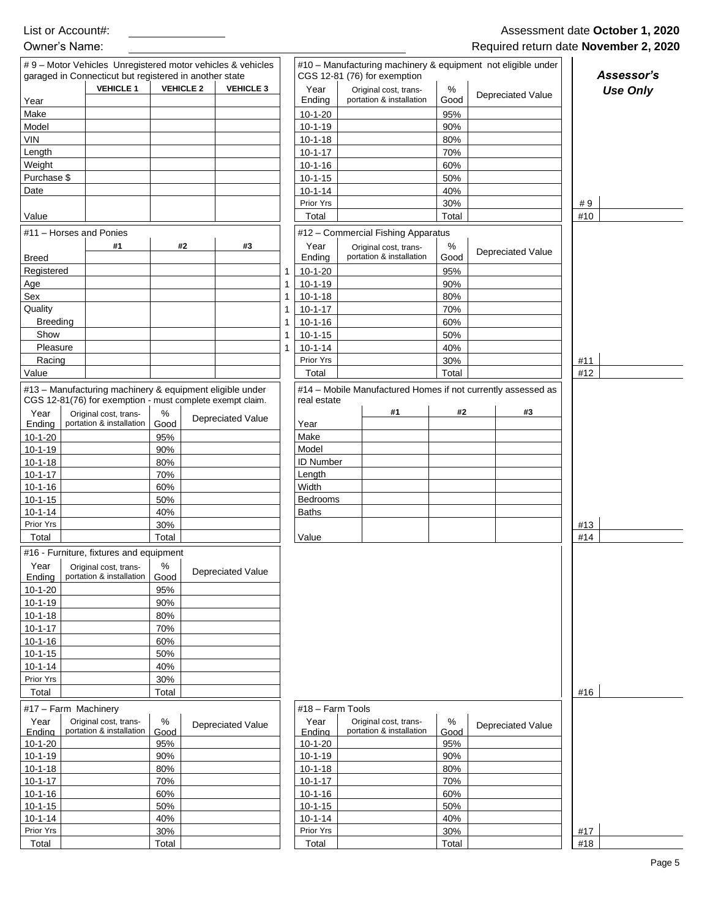List or Account#: ____________

Owner's Name: ______________________________

Assessment date **October 1, 2020**

Required return date **November 2, 2020**

**# 9 – Motor Vehicles Unregistered motor vehicles & vehicles garaged in Connecticut but registered in another state**

| | VEHICLE 1 | VEHICLE 2 | VEHICLE 3 |
|---|---|---|---|
| Year | | | |
| Make | | | |
| Model | | | |
| VIN | | | |
| Length | | | |
| Weight | | | |
| Purchase $ | | | |
| Date | | | |
| Value | | | |

**#10 – Manufacturing machinery & equipment not eligible under CGS 12-81 (76) for exemption**

| Year Ending | Original cost, transportation & installation | % Good | Depreciated Value |
|---|---|---|---|
| 10-1-20 | | 95% | |
| 10-1-19 | | 90% | |
| 10-1-18 | | 80% | |
| 10-1-17 | | 70% | |
| 10-1-16 | | 60% | |
| 10-1-15 | | 50% | |
| 10-1-14 | | 40% | |
| Prior Yrs | | 30% | |
| Total | | Total | |

**#11 – Horses and Ponies**

| | #1 | #2 | #3 |
|---|---|---|---|
| Breed | | | |
| Registered | | | |
| Age | | | |
| Sex | | | |
| Quality | | | |
| Breeding | | | |
| Show | | | |
| Pleasure | | | |
| Racing | | | |
| Value | | | |

**#12 – Commercial Fishing Apparatus**

| Year Ending | Original cost, transportation & installation | % Good | Depreciated Value |
|---|---|---|---|
| 10-1-20 | | 95% | |
| 10-1-19 | | 90% | |
| 10-1-18 | | 80% | |
| 10-1-17 | | 70% | |
| 10-1-16 | | 60% | |
| 10-1-15 | | 50% | |
| 10-1-14 | | 40% | |
| Prior Yrs | | 30% | |
| Total | | Total | |

**#13 – Manufacturing machinery & equipment eligible under CGS 12-81(76) for exemption - must complete exempt claim.**

| Year Ending | Original cost, transportation & installation | % Good | Depreciated Value |
|---|---|---|---|
| 10-1-20 | | 95% | |
| 10-1-19 | | 90% | |
| 10-1-18 | | 80% | |
| 10-1-17 | | 70% | |
| 10-1-16 | | 60% | |
| 10-1-15 | | 50% | |
| 10-1-14 | | 40% | |
| Prior Yrs | | 30% | |
| Total | | Total | |

**#14 – Mobile Manufactured Homes if not currently assessed as real estate**

| | #1 | #2 | #3 |
|---|---|---|---|
| Year | | | |
| Make | | | |
| Model | | | |
| ID Number | | | |
| Length | | | |
| Width | | | |
| Bedrooms | | | |
| Baths | | | |
| Value | | | |

**#16 - Furniture, fixtures and equipment**

| Year Ending | Original cost, transportation & installation | % Good | Depreciated Value |
|---|---|---|---|
| 10-1-20 | | 95% | |
| 10-1-19 | | 90% | |
| 10-1-18 | | 80% | |
| 10-1-17 | | 70% | |
| 10-1-16 | | 60% | |
| 10-1-15 | | 50% | |
| 10-1-14 | | 40% | |
| Prior Yrs | | 30% | |
| Total | | Total | |

**#17 – Farm Machinery**

| Year Ending | Original cost, transportation & installation | % Good | Depreciated Value |
|---|---|---|---|
| 10-1-20 | | 95% | |
| 10-1-19 | | 90% | |
| 10-1-18 | | 80% | |
| 10-1-17 | | 70% | |
| 10-1-16 | | 60% | |
| 10-1-15 | | 50% | |
| 10-1-14 | | 40% | |
| Prior Yrs | | 30% | |
| Total | | Total | |

**#18 – Farm Tools**

| Year Ending | Original cost, transportation & installation | % Good | Depreciated Value |
|---|---|---|---|
| 10-1-20 | | 95% | |
| 10-1-19 | | 90% | |
| 10-1-18 | | 80% | |
| 10-1-17 | | 70% | |
| 10-1-16 | | 60% | |
| 10-1-15 | | 50% | |
| 10-1-14 | | 40% | |
| Prior Yrs | | 30% | |
| Total | | Total | |

***Assessor's Use Only***

| | |
|---|---|
| #9 | |
| #10 | |
| #11 | |
| #12 | |
| #13 | |
| #14 | |
| #16 | |
| #17 | |
| #18 | |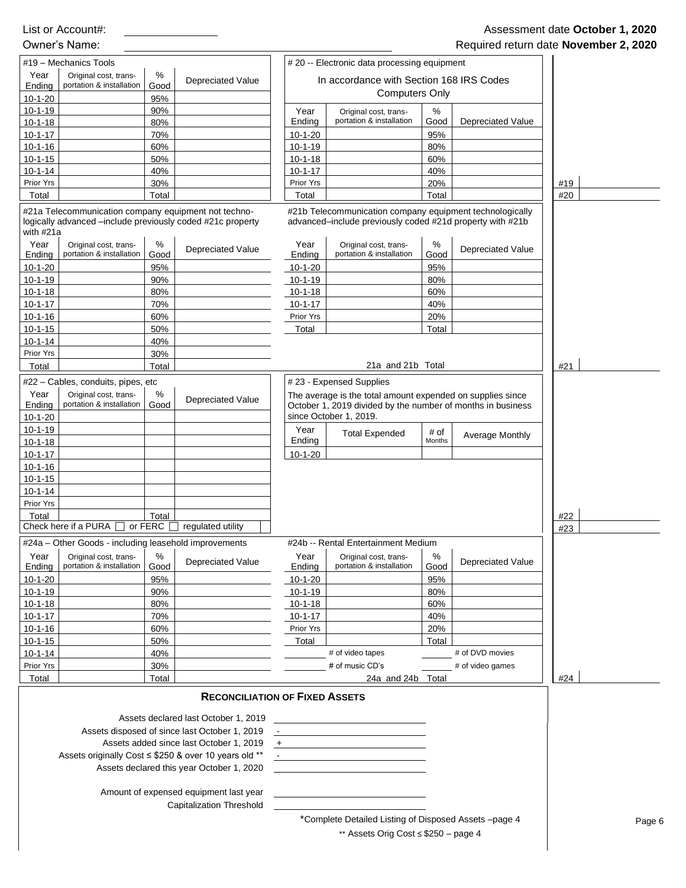List or Account#: ______________

Owner's Name: ______________________________

Assessment date **October 1, 2020**

Required return date **November 2, 2020**

#19 – Mechanics Tools

| Year Ending | Original cost, transportation & installation | % Good | Depreciated Value |
|---|---|---|---|
| 10-1-20 | | 95% | |
| 10-1-19 | | 90% | |
| 10-1-18 | | 80% | |
| 10-1-17 | | 70% | |
| 10-1-16 | | 60% | |
| 10-1-15 | | 50% | |
| 10-1-14 | | 40% | |
| Prior Yrs | | 30% | |
| Total | | Total | |

# 20 -- Electronic data processing equipment

In accordance with Section 168 IRS Codes

Computers Only

| Year Ending | Original cost, transportation & installation | % Good | Depreciated Value |
|---|---|---|---|
| 10-1-20 | | 95% | |
| 10-1-19 | | 80% | |
| 10-1-18 | | 60% | |
| 10-1-17 | | 40% | |
| Prior Yrs | | 20% | |
| Total | | Total | |

#19 ______

#20 ______

#21a Telecommunication company equipment not technologically advanced –include previously coded #21c property with #21a

| Year Ending | Original cost, transportation & installation | % Good | Depreciated Value |
|---|---|---|---|
| 10-1-20 | | 95% | |
| 10-1-19 | | 90% | |
| 10-1-18 | | 80% | |
| 10-1-17 | | 70% | |
| 10-1-16 | | 60% | |
| 10-1-15 | | 50% | |
| 10-1-14 | | 40% | |
| Prior Yrs | | 30% | |
| Total | | Total | |

#21b Telecommunication company equipment technologically advanced–include previously coded #21d property with #21b

| Year Ending | Original cost, transportation & installation | % Good | Depreciated Value |
|---|---|---|---|
| 10-1-20 | | 95% | |
| 10-1-19 | | 80% | |
| 10-1-18 | | 60% | |
| 10-1-17 | | 40% | |
| Prior Yrs | | 20% | |
| Total | | Total | |

21a and 21b Total

#21 ______

#22 – Cables, conduits, pipes, etc

| Year Ending | Original cost, transportation & installation | % Good | Depreciated Value |
|---|---|---|---|
| 10-1-20 | | | |
| 10-1-19 | | | |
| 10-1-18 | | | |
| 10-1-17 | | | |
| 10-1-16 | | | |
| 10-1-15 | | | |
| 10-1-14 | | | |
| Prior Yrs | | | |
| Total | | Total | |

Check here if a PURA ☐ or FERC ☐ regulated utility

# 23 - Expensed Supplies

The average is the total amount expended on supplies since October 1, 2019 divided by the number of months in business since October 1, 2019.

| Year Ending | Total Expended | # of Months | Average Monthly |
|---|---|---|---|
| 10-1-20 | | | |

#22 ______

#23 ______

#24a – Other Goods - including leasehold improvements

| Year Ending | Original cost, transportation & installation | % Good | Depreciated Value |
|---|---|---|---|
| 10-1-20 | | 95% | |
| 10-1-19 | | 90% | |
| 10-1-18 | | 80% | |
| 10-1-17 | | 70% | |
| 10-1-16 | | 60% | |
| 10-1-15 | | 50% | |
| 10-1-14 | | 40% | |
| Prior Yrs | | 30% | |
| Total | | Total | |

#24b -- Rental Entertainment Medium

| Year Ending | Original cost, transportation & installation | % Good | Depreciated Value |
|---|---|---|---|
| 10-1-20 | | 95% | |
| 10-1-19 | | 80% | |
| 10-1-18 | | 60% | |
| 10-1-17 | | 40% | |
| Prior Yrs | | 20% | |
| Total | | Total | |

______ # of video tapes ______ # of DVD movies

______ # of music CD's ______ # of video games

24a and 24b Total

#24 ______

## Reconciliation of Fixed Assets

| | |
|---|---|
| Assets declared last October 1, 2019 | |
| Assets disposed of since last October 1, 2019 | - |
| Assets added since last October 1, 2019 | + |
| Assets originally Cost ≤ $250 & over 10 years old ** | - |
| Assets declared this year October 1, 2020 | |
| | |
| Amount of expensed equipment last year | |
| Capitalization Threshold | |

*Complete Detailed Listing of Disposed Assets –page 4

** Assets Orig Cost ≤ $250 – page 4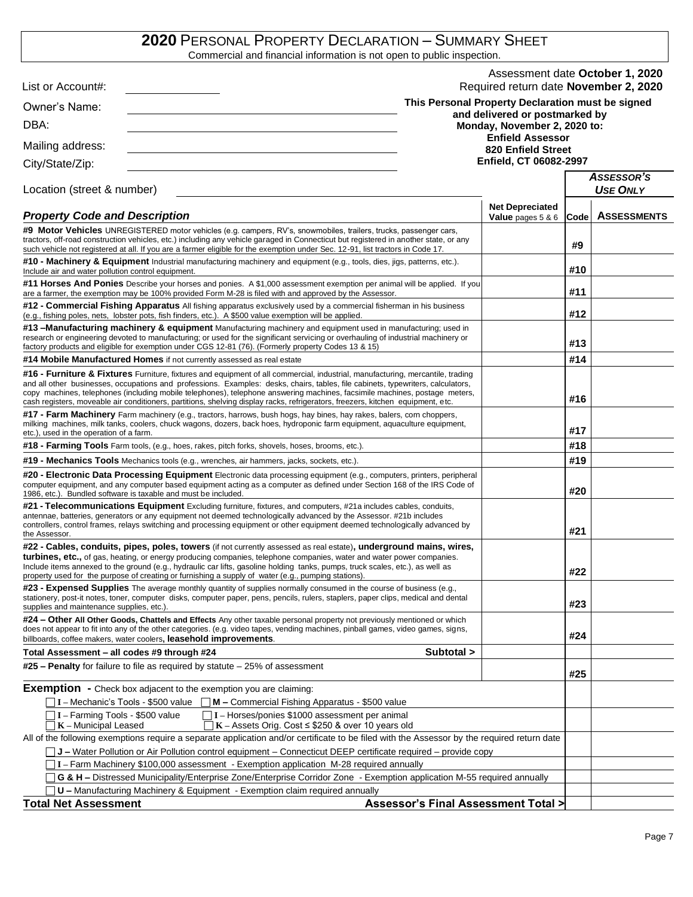# 2020 PERSONAL PROPERTY DECLARATION – SUMMARY SHEET

Commercial and financial information is not open to public inspection.

List or Account#: ____________

Owner's Name: ____________

DBA: ____________

Mailing address: ____________

City/State/Zip: ____________

Assessment date **October 1, 2020**
Required return date **November 2, 2020**

**This Personal Property Declaration must be signed and delivered or postmarked by Monday, November 2, 2020 to:**
**Enfield Assessor**
**820 Enfield Street**
**Enfield, CT 06082-2997**

Location (street & number) ____________

| ***Property Code and Description*** | **Net Depreciated Value** pages 5 & 6 | **Code** | ***ASSESSOR'S USE ONLY*** **ASSESSMENTS** |
|---|---|---|---|
| **#9 Motor Vehicles** UNREGISTERED motor vehicles (e.g. campers, RV's, snowmobiles, trailers, trucks, passenger cars, tractors, off-road construction vehicles, etc.) including any vehicle garaged in Connecticut but registered in another state, or any such vehicle not registered at all. If you are a farmer eligible for the exemption under Sec. 12-91, list tractors in Code 17. | | #9 | |
| **#10 - Machinery & Equipment** Industrial manufacturing machinery and equipment (e.g., tools, dies, jigs, patterns, etc.). Include air and water pollution control equipment. | | #10 | |
| **#11 Horses And Ponies** Describe your horses and ponies. A $1,000 assessment exemption per animal will be applied. If you are a farmer, the exemption may be 100% provided Form M-28 is filed with and approved by the Assessor. | | #11 | |
| **#12 - Commercial Fishing Apparatus** All fishing apparatus exclusively used by a commercial fisherman in his business (e.g., fishing poles, nets, lobster pots, fish finders, etc.). A $500 value exemption will be applied. | | #12 | |
| **#13 –Manufacturing machinery & equipment** Manufacturing machinery and equipment used in manufacturing; used in research or engineering devoted to manufacturing; or used for the significant servicing or overhauling of industrial machinery or factory products and eligible for exemption under CGS 12-81 (76). (Formerly property Codes 13 & 15) | | #13 | |
| **#14 Mobile Manufactured Homes** if not currently assessed as real estate | | #14 | |
| **#16 - Furniture & Fixtures** Furniture, fixtures and equipment of all commercial, industrial, manufacturing, mercantile, trading and all other businesses, occupations and professions. Examples: desks, chairs, tables, file cabinets, typewriters, calculators, copy machines, telephones (including mobile telephones), telephone answering machines, facsimile machines, postage meters, cash registers, moveable air conditioners, partitions, shelving display racks, refrigerators, freezers, kitchen equipment, etc. | | #16 | |
| **#17 - Farm Machinery** Farm machinery (e.g., tractors, harrows, bush hogs, hay bines, hay rakes, balers, corn choppers, milking machines, milk tanks, coolers, chuck wagons, dozers, back hoes, hydroponic farm equipment, aquaculture equipment, etc.), used in the operation of a farm. | | #17 | |
| **#18 - Farming Tools** Farm tools, (e.g., hoes, rakes, pitch forks, shovels, hoses, brooms, etc.). | | #18 | |
| **#19 - Mechanics Tools** Mechanics tools (e.g., wrenches, air hammers, jacks, sockets, etc.). | | #19 | |
| **#20 - Electronic Data Processing Equipment** Electronic data processing equipment (e.g., computers, printers, peripheral computer equipment, and any computer based equipment acting as a computer as defined under Section 168 of the IRS Code of 1986, etc.). Bundled software is taxable and must be included. | | #20 | |
| **#21 - Telecommunications Equipment** Excluding furniture, fixtures, and computers, #21a includes cables, conduits, antennae, batteries, generators or any equipment not deemed technologically advanced by the Assessor. #21b includes controllers, control frames, relays switching and processing equipment or other equipment deemed technologically advanced by the Assessor. | | #21 | |
| **#22 - Cables, conduits, pipes, poles, towers** (if not currently assessed as real estate)**, underground mains, wires, turbines, etc.,** of gas, heating, or energy producing companies, telephone companies, water and water power companies. Include items annexed to the ground (e.g., hydraulic car lifts, gasoline holding tanks, pumps, truck scales, etc.), as well as property used for the purpose of creating or furnishing a supply of water (e.g., pumping stations). | | #22 | |
| **#23 - Expensed Supplies** The average monthly quantity of supplies normally consumed in the course of business (e.g., stationery, post-it notes, toner, computer disks, computer paper, pens, pencils, rulers, staplers, paper clips, medical and dental supplies and maintenance supplies, etc.). | | #23 | |
| **#24 – Other All Other Goods, Chattels and Effects** Any other taxable personal property not previously mentioned or which does not appear to fit into any of the other categories. (e.g. video tapes, vending machines, pinball games, video games, signs, billboards, coffee makers, water coolers**, leasehold improvements**. | | #24 | |
| **Total Assessment – all codes #9 through #24** **Subtotal >** | | | |
| **#25 – Penalty** for failure to file as required by statute – 25% of assessment | | #25 | |

**Exemption -** Check box adjacent to the exemption you are claiming:

- ☐ **I** – Mechanic's Tools - $500 value ☐ **M –** Commercial Fishing Apparatus - $500 value
- ☐ **I** – Farming Tools - $500 value ☐ **I** – Horses/ponies $1000 assessment per animal
- ☐ **K** – Municipal Leased ☐ **K** – Assets Orig. Cost ≤ $250 & over 10 years old

All of the following exemptions require a separate application and/or certificate to be filed with the Assessor by the required return date

- ☐ **J –** Water Pollution or Air Pollution control equipment – Connecticut DEEP certificate required – provide copy
- ☐ **I** – Farm Machinery $100,000 assessment - Exemption application M-28 required annually
- ☐ **G & H –** Distressed Municipality/Enterprise Zone/Enterprise Corridor Zone - Exemption application M-55 required annually
- ☐ **U –** Manufacturing Machinery & Equipment - Exemption claim required annually

**Total Net Assessment** **Assessor's Final Assessment Total >** ____________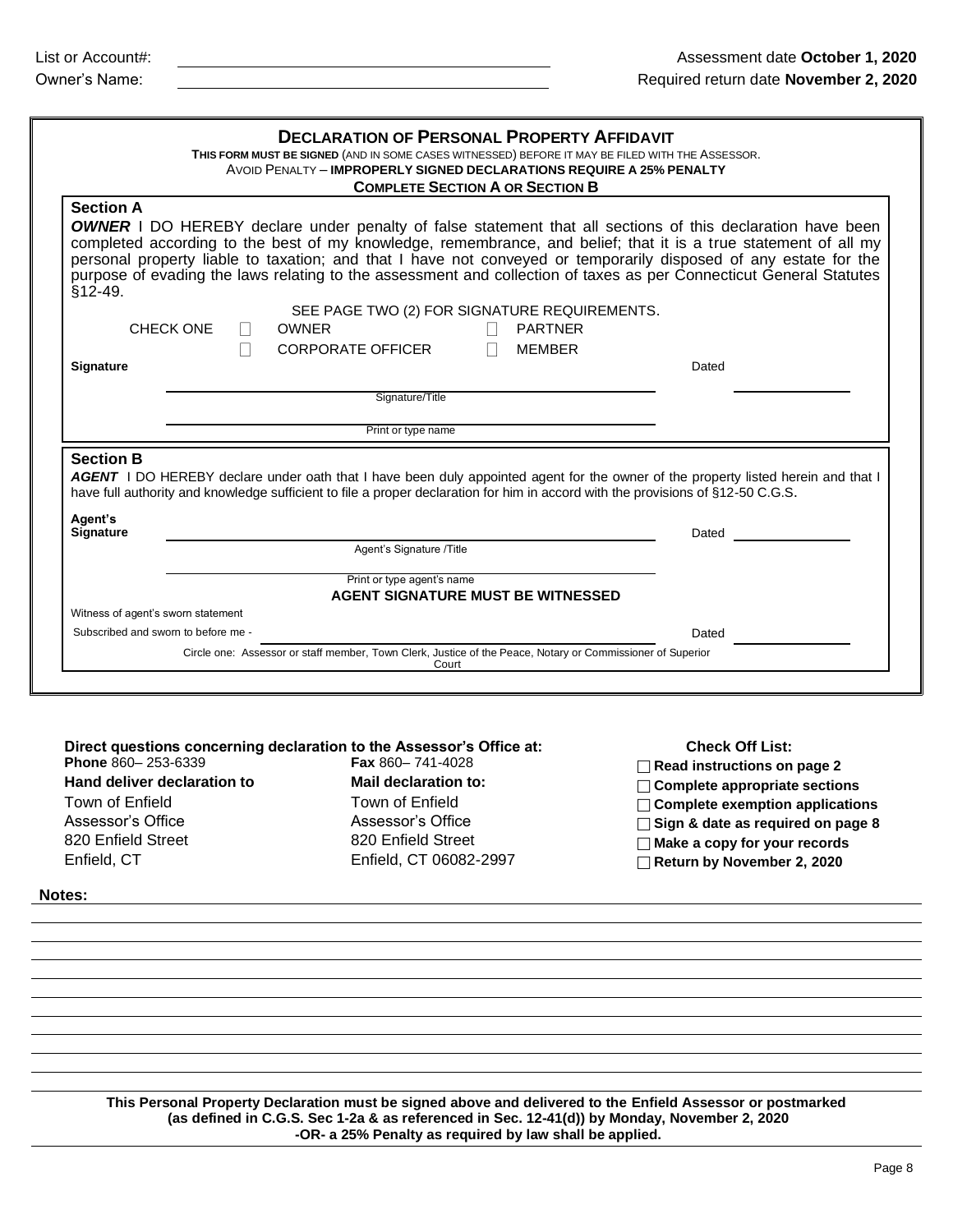List or Account#: ______________________

Owner's Name: ______________________

Assessment date **October 1, 2020**

Required return date **November 2, 2020**

## DECLARATION OF PERSONAL PROPERTY AFFIDAVIT

**THIS FORM MUST BE SIGNED** (AND IN SOME CASES WITNESSED) BEFORE IT MAY BE FILED WITH THE ASSESSOR.

AVOID PENALTY – **IMPROPERLY SIGNED DECLARATIONS REQUIRE A 25% PENALTY**

**COMPLETE SECTION A OR SECTION B**

### Section A

***OWNER*** I DO HEREBY declare under penalty of false statement that all sections of this declaration have been completed according to the best of my knowledge, remembrance, and belief; that it is a true statement of all my personal property liable to taxation; and that I have not conveyed or temporarily disposed of any estate for the purpose of evading the laws relating to the assessment and collection of taxes as per Connecticut General Statutes §12-49.

SEE PAGE TWO (2) FOR SIGNATURE REQUIREMENTS.

CHECK ONE

- ☐ OWNER
- ☐ PARTNER
- ☐ CORPORATE OFFICER
- ☐ MEMBER

**Signature** ______________________ Dated ______________

Signature/Title

______________________

Print or type name

### Section B

***AGENT*** I DO HEREBY declare under oath that I have been duly appointed agent for the owner of the property listed herein and that I have full authority and knowledge sufficient to file a proper declaration for him in accord with the provisions of §12-50 C.G.S.

**Agent's Signature** ______________________ Dated ______________

Agent's Signature /Title

______________________

Print or type agent's name

**AGENT SIGNATURE MUST BE WITNESSED**

Witness of agent's sworn statement

Subscribed and sworn to before me - ______________________ Dated ______________

Circle one: Assessor or staff member, Town Clerk, Justice of the Peace, Notary or Commissioner of Superior Court

**Direct questions concerning declaration to the Assessor's Office at:**

**Phone** 860– 253-6339

**Fax** 860– 741-4028

**Hand deliver declaration to**

Town of Enfield
Assessor's Office
820 Enfield Street
Enfield, CT

**Mail declaration to:**

Town of Enfield
Assessor's Office
820 Enfield Street
Enfield, CT 06082-2997

**Check Off List:**

- ☐ **Read instructions on page 2**
- ☐ **Complete appropriate sections**
- ☐ **Complete exemption applications**
- ☐ **Sign & date as required on page 8**
- ☐ **Make a copy for your records**
- ☐ **Return by November 2, 2020**

**Notes:**

**This Personal Property Declaration must be signed above and delivered to the Enfield Assessor or postmarked (as defined in C.G.S. Sec 1-2a & as referenced in Sec. 12-41(d)) by Monday, November 2, 2020 -OR- a 25% Penalty as required by law shall be applied.**